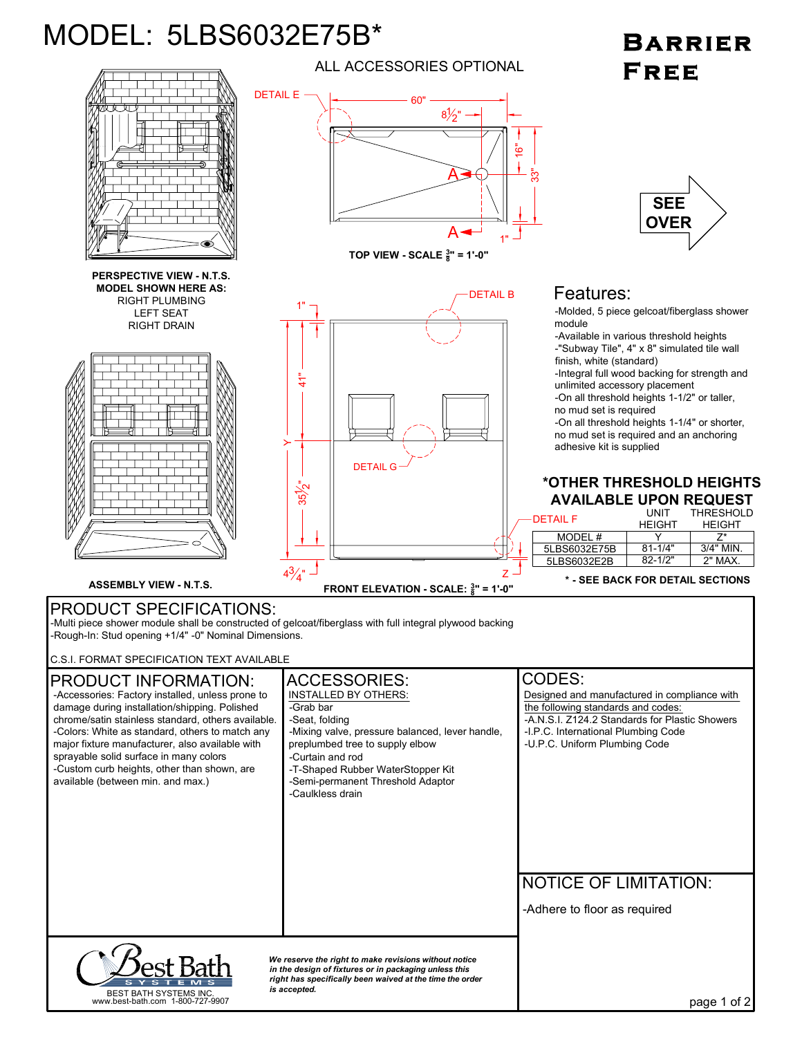# MODEL: 5LBS6032E75B*

**BARRIER FREE**

ALL ACCESSORIES OPTIONAL

DETAIL E

60"

8½"

16"

33"

1"

A

A

**TOP VIEW - SCALE ⅜" = 1'-0"**

**SEE OVER**

**PERSPECTIVE VIEW - N.T.S.**
**MODEL SHOWN HERE AS:**
RIGHT PLUMBING
LEFT SEAT
RIGHT DRAIN

DETAIL B

1"

41"

Y

35½"

4¾"

DETAIL G

DETAIL F

Z

**ASSEMBLY VIEW - N.T.S.**

**FRONT ELEVATION - SCALE: ⅜" = 1'-0"**

## Features:

- Molded, 5 piece gelcoat/fiberglass shower module
- Available in various threshold heights
- "Subway Tile", 4" x 8" simulated tile wall finish, white (standard)
- Integral full wood backing for strength and unlimited accessory placement
- On all threshold heights 1-1/2" or taller, no mud set is required
- On all threshold heights 1-1/4" or shorter, no mud set is required and an anchoring adhesive kit is supplied

### *OTHER THRESHOLD HEIGHTS AVAILABLE UPON REQUEST

| MODEL # | UNIT HEIGHT Y | THRESHOLD HEIGHT Z* |
|---|---|---|
| 5LBS6032E75B | 81-1/4" | 3/4" MIN. |
| 5LBS6032E2B | 82-1/2" | 2" MAX. |

**\* - SEE BACK FOR DETAIL SECTIONS**

## PRODUCT SPECIFICATIONS:

- Multi piece shower module shall be constructed of gelcoat/fiberglass with full integral plywood backing
- Rough-In: Stud opening +1/4" -0" Nominal Dimensions.

C.S.I. FORMAT SPECIFICATION TEXT AVAILABLE

## PRODUCT INFORMATION:

- Accessories: Factory installed, unless prone to damage during installation/shipping. Polished chrome/satin stainless standard, others available.
- Colors: White as standard, others to match any major fixture manufacturer, also available with sprayable solid surface in many colors
- Custom curb heights, other than shown, are available (between min. and max.)

## ACCESSORIES:

INSTALLED BY OTHERS:

- Grab bar
- Seat, folding
- Mixing valve, pressure balanced, lever handle, preplumbed tree to supply elbow
- Curtain and rod
- T-Shaped Rubber WaterStopper Kit
- Semi-permanent Threshold Adaptor
- Caulkless drain

## CODES:

Designed and manufactured in compliance with the following standards and codes:

- A.N.S.I. Z124.2 Standards for Plastic Showers
- I.P.C. International Plumbing Code
- U.P.C. Uniform Plumbing Code

## NOTICE OF LIMITATION:

- Adhere to floor as required

Best Bath SYSTEMS
BEST BATH SYSTEMS INC.
www.best-bath.com 1-800-727-9907

*We reserve the right to make revisions without notice in the design of fixtures or in packaging unless this right has specifically been waived at the time the order is accepted.*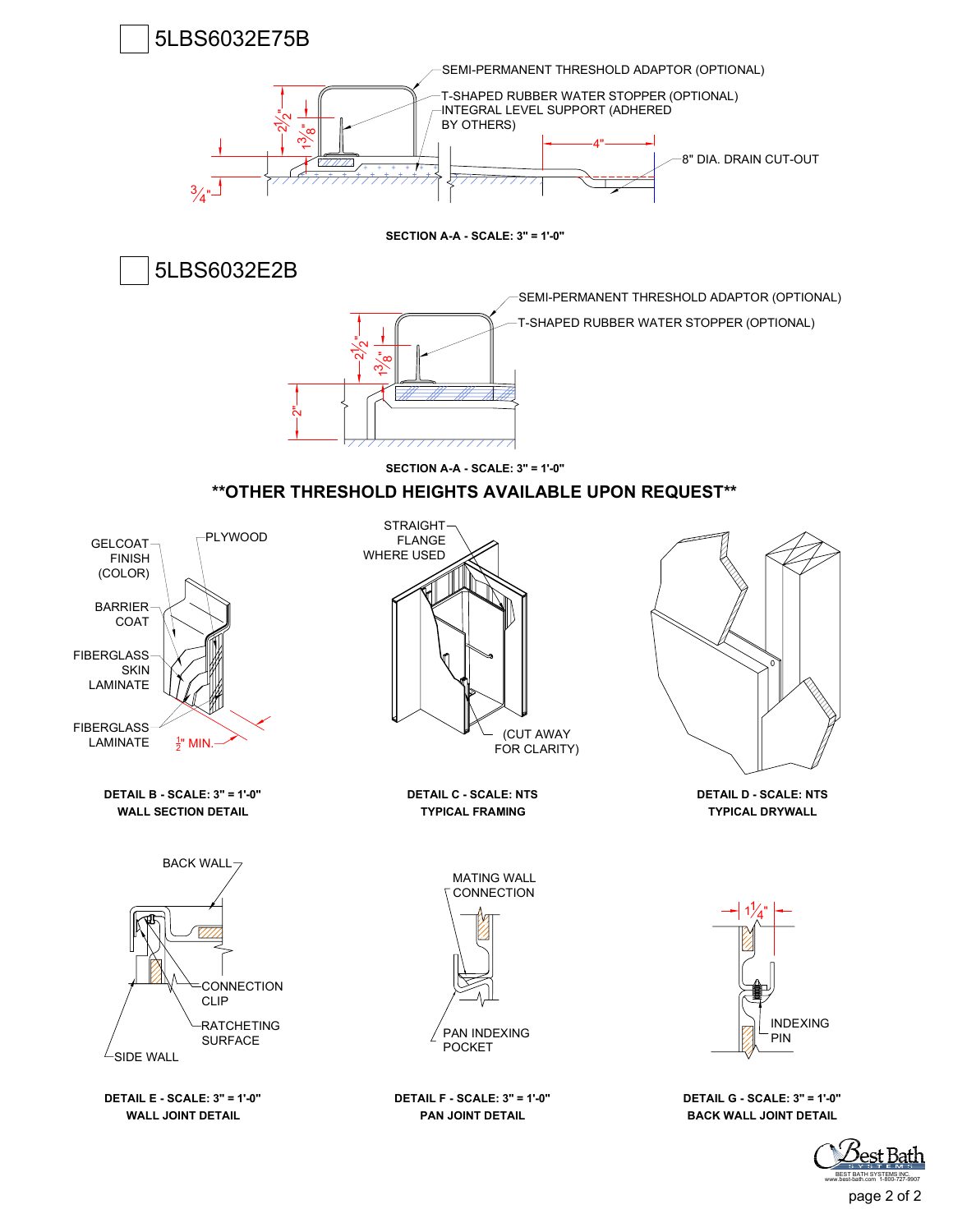☐ 5LBS6032E75B

SEMI-PERMANENT THRESHOLD ADAPTOR (OPTIONAL)

T-SHAPED RUBBER WATER STOPPER (OPTIONAL)

INTEGRAL LEVEL SUPPORT (ADHERED BY OTHERS)

2½"

1⅜"

¾"

4"

8" DIA. DRAIN CUT-OUT

**SECTION A-A - SCALE: 3" = 1'-0"**

☐ 5LBS6032E2B

SEMI-PERMANENT THRESHOLD ADAPTOR (OPTIONAL)

T-SHAPED RUBBER WATER STOPPER (OPTIONAL)

2½"

1⅜"

2"

**SECTION A-A - SCALE: 3" = 1'-0"**

**\*\*OTHER THRESHOLD HEIGHTS AVAILABLE UPON REQUEST\*\***

GELCOAT FINISH (COLOR)

PLYWOOD

BARRIER COAT

FIBERGLASS SKIN LAMINATE

FIBERGLASS LAMINATE

½" MIN.

**DETAIL B - SCALE: 3" = 1'-0"**
**WALL SECTION DETAIL**

STRAIGHT FLANGE WHERE USED

(CUT AWAY FOR CLARITY)

**DETAIL C - SCALE: NTS**
**TYPICAL FRAMING**

**DETAIL D - SCALE: NTS**
**TYPICAL DRYWALL**

BACK WALL

CONNECTION CLIP

RATCHETING SURFACE

SIDE WALL

**DETAIL E - SCALE: 3" = 1'-0"**
**WALL JOINT DETAIL**

MATING WALL CONNECTION

PAN INDEXING POCKET

**DETAIL F - SCALE: 3" = 1'-0"**
**PAN JOINT DETAIL**

1¼"

INDEXING PIN

**DETAIL G - SCALE: 3" = 1'-0"**
**BACK WALL JOINT DETAIL**

Best Bath SYSTEMS

BEST BATH SYSTEMS INC. www.best-bath.com 1-800-727-9907